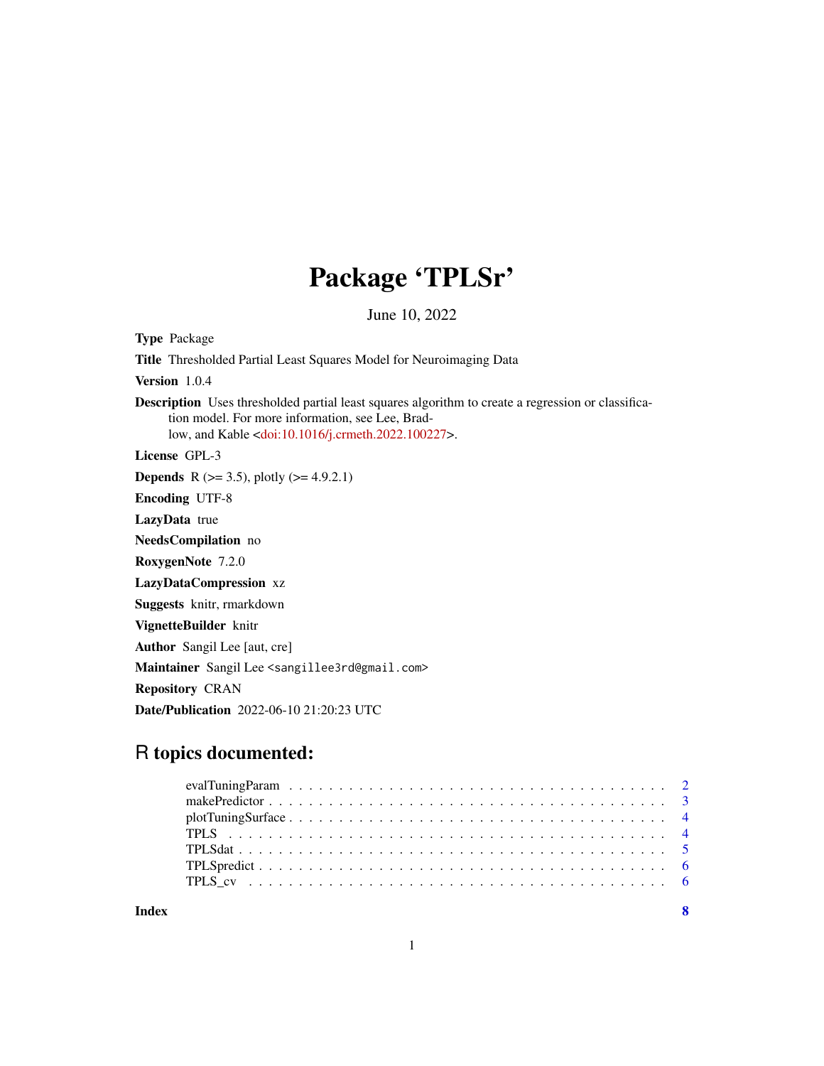# Package 'TPLSr'

June 10, 2022

**Type** Package

**Title** Thresholded Partial Least Squares Model for Neuroimaging Data

**Version** 1.0.4

**Description** Uses thresholded partial least squares algorithm to create a regression or classification model. For more information, see Lee, Bradlow, and Kable <doi:10.1016/j.crmeth.2022.100227>.

**License** GPL-3

**Depends** R (>= 3.5), plotly (>= 4.9.2.1)

**Encoding** UTF-8

**LazyData** true

**NeedsCompilation** no

**RoxygenNote** 7.2.0

**LazyDataCompression** xz

**Suggests** knitr, rmarkdown

**VignetteBuilder** knitr

**Author** Sangil Lee [aut, cre]

**Maintainer** Sangil Lee <sangillee3rd@gmail.com>

**Repository** CRAN

**Date/Publication** 2022-06-10 21:20:23 UTC

## R topics documented:

- evalTuningParam . . . . . . . . . . . . . . . . . . . . . . . . . . . . . . . . . . . 2
- makePredictor . . . . . . . . . . . . . . . . . . . . . . . . . . . . . . . . . . . . 3
- plotTuningSurface . . . . . . . . . . . . . . . . . . . . . . . . . . . . . . . . . . 4
- TPLS . . . . . . . . . . . . . . . . . . . . . . . . . . . . . . . . . . . . . . . . . 4
- TPLSdat . . . . . . . . . . . . . . . . . . . . . . . . . . . . . . . . . . . . . . . 5
- TPLSpredict . . . . . . . . . . . . . . . . . . . . . . . . . . . . . . . . . . . . . 6
- TPLS_cv . . . . . . . . . . . . . . . . . . . . . . . . . . . . . . . . . . . . . . . 6

**Index** 8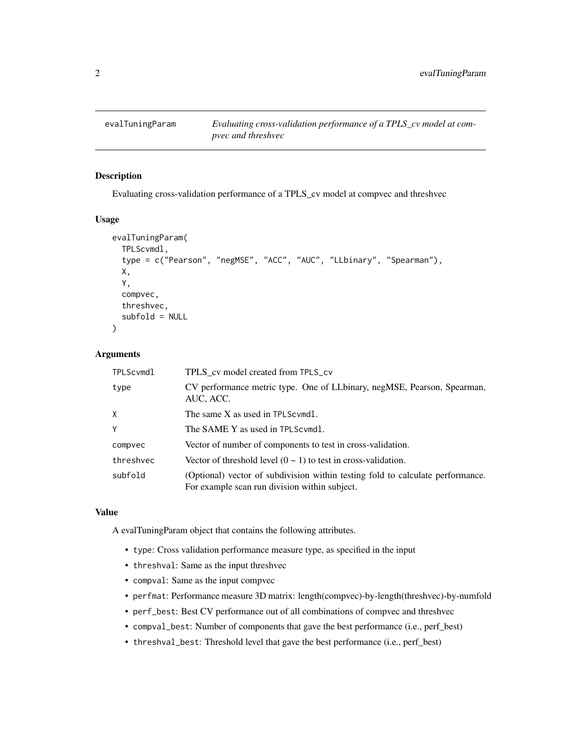# evalTuningParam — *Evaluating cross-validation performance of a TPLS_cv model at compvec and threshvec*

## Description

Evaluating cross-validation performance of a TPLS_cv model at compvec and threshvec

## Usage

```
evalTuningParam(
  TPLScvmdl,
  type = c("Pearson", "negMSE", "ACC", "AUC", "LLbinary", "Spearman"),
  X,
  Y,
  compvec,
  threshvec,
  subfold = NULL
)
```

## Arguments

| | |
|---|---|
| TPLScvmdl | TPLS_cv model created from TPLS_cv |
| type | CV performance metric type. One of LLbinary, negMSE, Pearson, Spearman, AUC, ACC. |
| X | The same X as used in TPLScvmdl. |
| Y | The SAME Y as used in TPLScvmdl. |
| compvec | Vector of number of components to test in cross-validation. |
| threshvec | Vector of threshold level (0 ~ 1) to test in cross-validation. |
| subfold | (Optional) vector of subdivision within testing fold to calculate performance. For example scan run division within subject. |

## Value

A evalTuningParam object that contains the following attributes.

- type: Cross validation performance measure type, as specified in the input
- threshval: Same as the input threshvec
- compval: Same as the input compvec
- perfmat: Performance measure 3D matrix: length(compvec)-by-length(threshvec)-by-numfold
- perf_best: Best CV performance out of all combinations of compvec and threshvec
- compval_best: Number of components that gave the best performance (i.e., perf_best)
- threshval_best: Threshold level that gave the best performance (i.e., perf_best)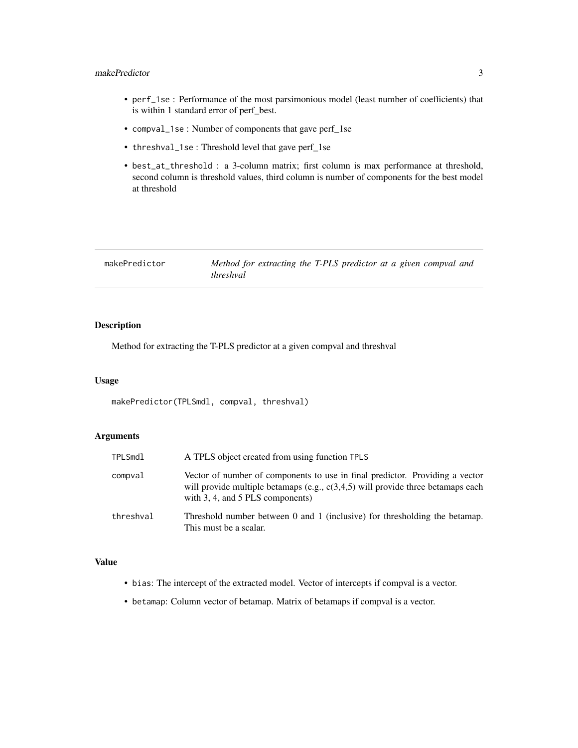- `perf_1se` : Performance of the most parsimonious model (least number of coefficients) that is within 1 standard error of perf_best.
- `compval_1se` : Number of components that gave perf_1se
- `threshval_1se` : Threshold level that gave perf_1se
- `best_at_threshold` : a 3-column matrix; first column is max performance at threshold, second column is threshold values, third column is number of components for the best model at threshold

---

## makePredictor — *Method for extracting the T-PLS predictor at a given compval and threshval*

---

### Description

Method for extracting the T-PLS predictor at a given compval and threshval

### Usage

```
makePredictor(TPLSmdl, compval, threshval)
```

### Arguments

| | |
|---|---|
| `TPLSmdl` | A TPLS object created from using function `TPLS` |
| `compval` | Vector of number of components to use in final predictor. Providing a vector will provide multiple betamaps (e.g., c(3,4,5) will provide three betamaps each with 3, 4, and 5 PLS components) |
| `threshval` | Threshold number between 0 and 1 (inclusive) for thresholding the betamap. This must be a scalar. |

### Value

- `bias`: The intercept of the extracted model. Vector of intercepts if compval is a vector.
- `betamap`: Column vector of betamap. Matrix of betamaps if compval is a vector.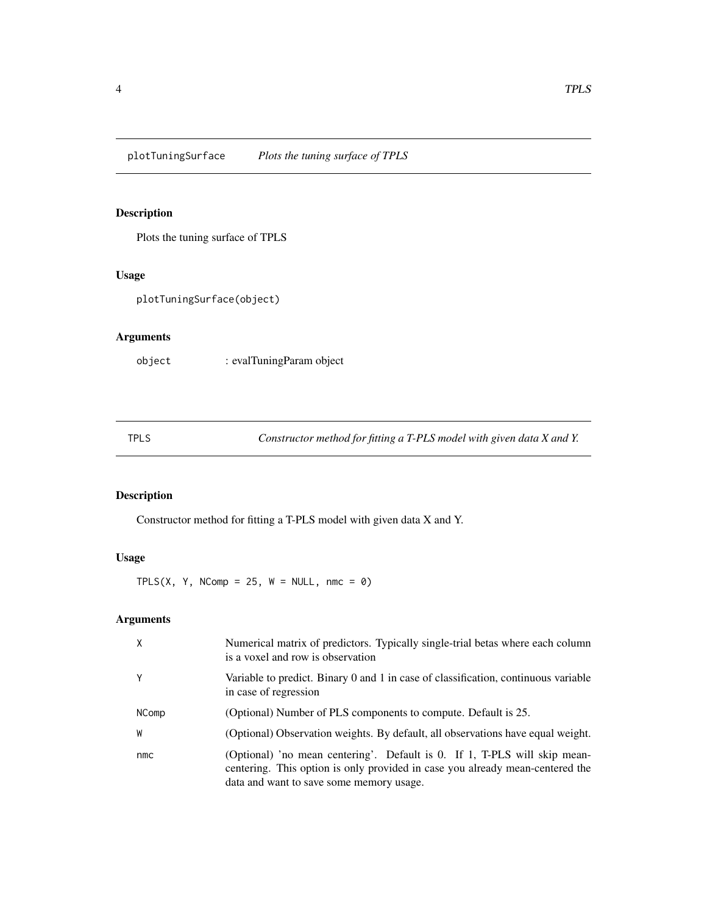## plotTuningSurface — *Plots the tuning surface of TPLS*

### Description

Plots the tuning surface of TPLS

### Usage

```
plotTuningSurface(object)
```

### Arguments

| | |
|---|---|
| object | : evalTuningParam object |

## TPLS — *Constructor method for fitting a T-PLS model with given data X and Y.*

### Description

Constructor method for fitting a T-PLS model with given data X and Y.

### Usage

```
TPLS(X, Y, NComp = 25, W = NULL, nmc = 0)
```

### Arguments

| | |
|---|---|
| X | Numerical matrix of predictors. Typically single-trial betas where each column is a voxel and row is observation |
| Y | Variable to predict. Binary 0 and 1 in case of classification, continuous variable in case of regression |
| NComp | (Optional) Number of PLS components to compute. Default is 25. |
| W | (Optional) Observation weights. By default, all observations have equal weight. |
| nmc | (Optional) 'no mean centering'. Default is 0. If 1, T-PLS will skip mean-centering. This option is only provided in case you already mean-centered the data and want to save some memory usage. |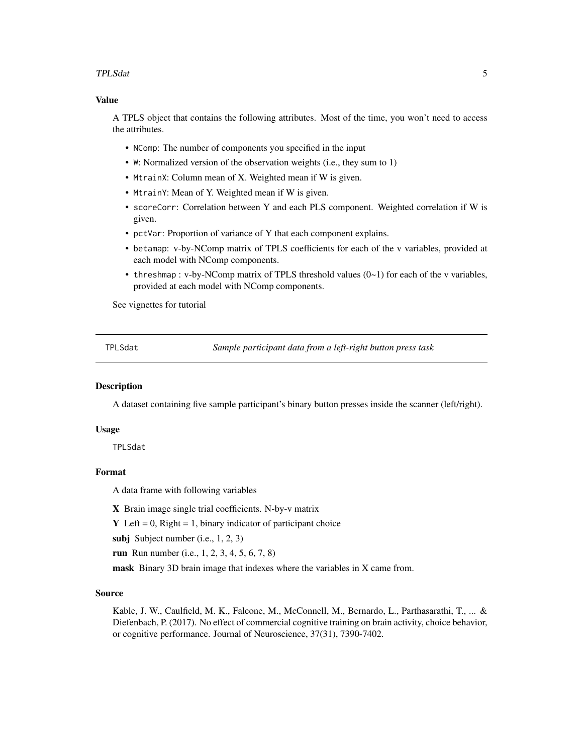## Value

A TPLS object that contains the following attributes. Most of the time, you won't need to access the attributes.

- `NComp`: The number of components you specified in the input
- `W`: Normalized version of the observation weights (i.e., they sum to 1)
- `MtrainX`: Column mean of X. Weighted mean if W is given.
- `MtrainY`: Mean of Y. Weighted mean if W is given.
- `scoreCorr`: Correlation between Y and each PLS component. Weighted correlation if W is given.
- `pctVar`: Proportion of variance of Y that each component explains.
- `betamap`: v-by-NComp matrix of TPLS coefficients for each of the v variables, provided at each model with NComp components.
- `threshmap` : v-by-NComp matrix of TPLS threshold values (0~1) for each of the v variables, provided at each model with NComp components.

See vignettes for tutorial

---

`TPLSdat` — *Sample participant data from a left-right button press task*

---

## Description

A dataset containing five sample participant's binary button presses inside the scanner (left/right).

## Usage

```
TPLSdat
```

## Format

A data frame with following variables

**X** Brain image single trial coefficients. N-by-v matrix

**Y** Left = 0, Right = 1, binary indicator of participant choice

**subj** Subject number (i.e., 1, 2, 3)

**run** Run number (i.e., 1, 2, 3, 4, 5, 6, 7, 8)

**mask** Binary 3D brain image that indexes where the variables in X came from.

## Source

Kable, J. W., Caulfield, M. K., Falcone, M., McConnell, M., Bernardo, L., Parthasarathi, T., ... & Diefenbach, P. (2017). No effect of commercial cognitive training on brain activity, choice behavior, or cognitive performance. Journal of Neuroscience, 37(31), 7390-7402.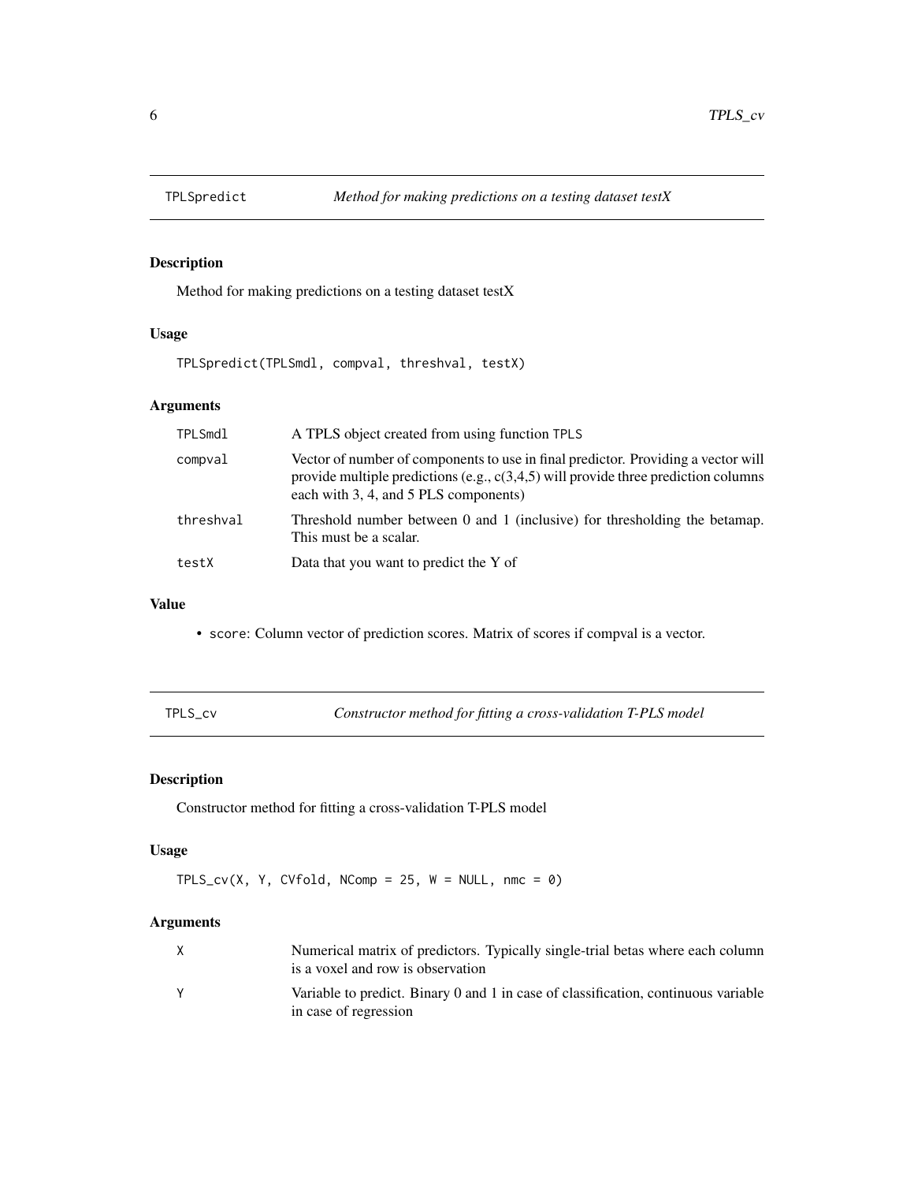## TPLSpredict — *Method for making predictions on a testing dataset testX*

### Description

Method for making predictions on a testing dataset testX

### Usage

```
TPLSpredict(TPLSmdl, compval, threshval, testX)
```

### Arguments

| Argument | Description |
|---|---|
| `TPLSmdl` | A TPLS object created from using function `TPLS` |
| `compval` | Vector of number of components to use in final predictor. Providing a vector will provide multiple predictions (e.g., c(3,4,5) will provide three prediction columns each with 3, 4, and 5 PLS components) |
| `threshval` | Threshold number between 0 and 1 (inclusive) for thresholding the betamap. This must be a scalar. |
| `testX` | Data that you want to predict the Y of |

### Value

- `score`: Column vector of prediction scores. Matrix of scores if compval is a vector.

## TPLS_cv — *Constructor method for fitting a cross-validation T-PLS model*

### Description

Constructor method for fitting a cross-validation T-PLS model

### Usage

```
TPLS_cv(X, Y, CVfold, NComp = 25, W = NULL, nmc = 0)
```

### Arguments

| Argument | Description |
|---|---|
| `X` | Numerical matrix of predictors. Typically single-trial betas where each column is a voxel and row is observation |
| `Y` | Variable to predict. Binary 0 and 1 in case of classification, continuous variable in case of regression |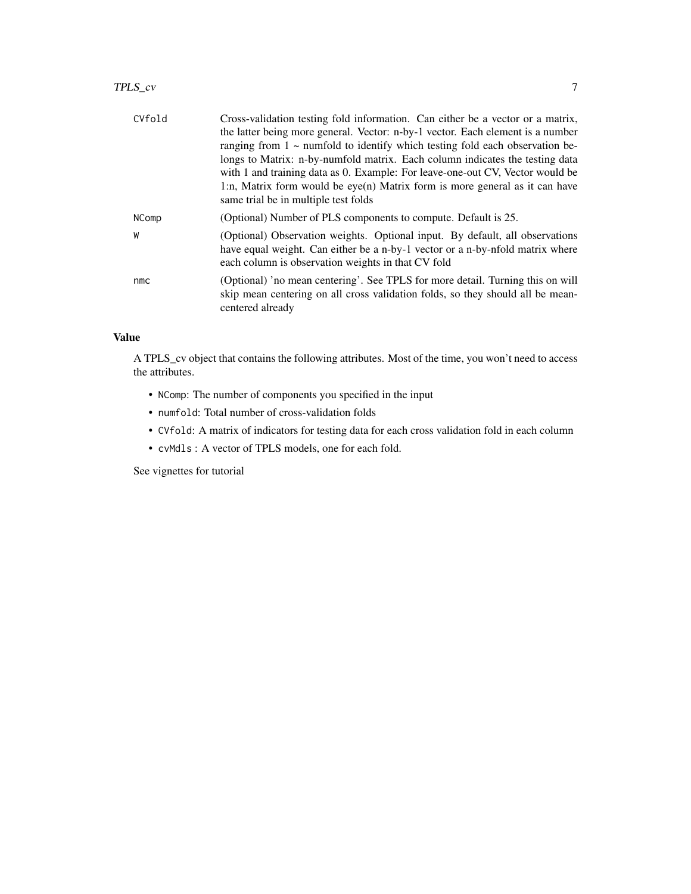| | |
|---|---|
| CVfold | Cross-validation testing fold information. Can either be a vector or a matrix, the latter being more general. Vector: n-by-1 vector. Each element is a number ranging from 1 ~ numfold to identify which testing fold each observation belongs to Matrix: n-by-numfold matrix. Each column indicates the testing data with 1 and training data as 0. Example: For leave-one-out CV, Vector would be 1:n, Matrix form would be eye(n) Matrix form is more general as it can have same trial be in multiple test folds |
| NComp | (Optional) Number of PLS components to compute. Default is 25. |
| W | (Optional) Observation weights. Optional input. By default, all observations have equal weight. Can either be a n-by-1 vector or a n-by-nfold matrix where each column is observation weights in that CV fold |
| nmc | (Optional) 'no mean centering'. See TPLS for more detail. Turning this on will skip mean centering on all cross validation folds, so they should all be mean-centered already |

### Value

A TPLS_cv object that contains the following attributes. Most of the time, you won't need to access the attributes.

- `NComp`: The number of components you specified in the input
- `numfold`: Total number of cross-validation folds
- `CVfold`: A matrix of indicators for testing data for each cross validation fold in each column
- `cvMdls` : A vector of TPLS models, one for each fold.

See vignettes for tutorial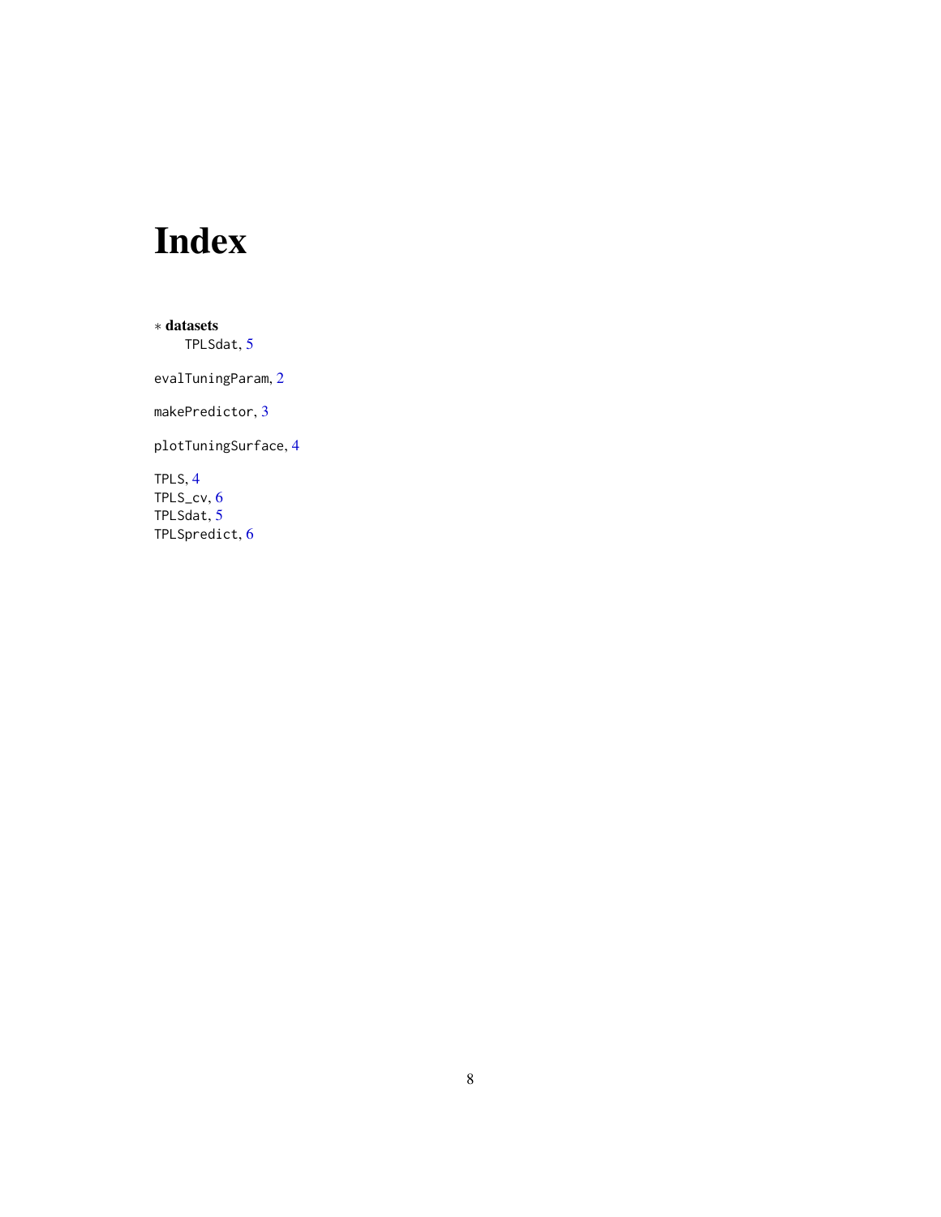# Index

∗ **datasets**
    TPLSdat, 5

evalTuningParam, 2

makePredictor, 3

plotTuningSurface, 4

TPLS, 4
TPLS_cv, 6
TPLSdat, 5
TPLSpredict, 6